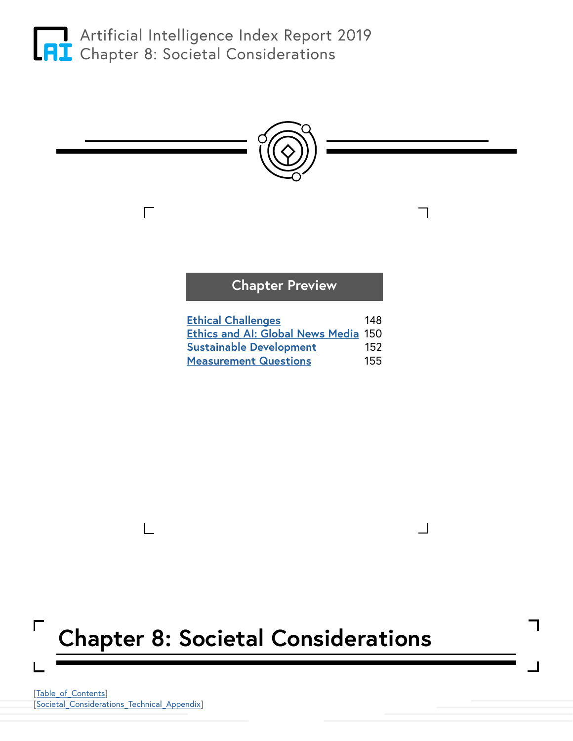## Chapter Preview

| | |
|---|---|
| [Ethical Challenges] | 148 |
| [Ethics and AI: Global News Media] | 150 |
| [Sustainable Development] | 152 |
| [Measurement Questions] | 155 |

# Chapter 8: Societal Considerations

[Table_of_Contents]
[Societal_Considerations_Technical_Appendix]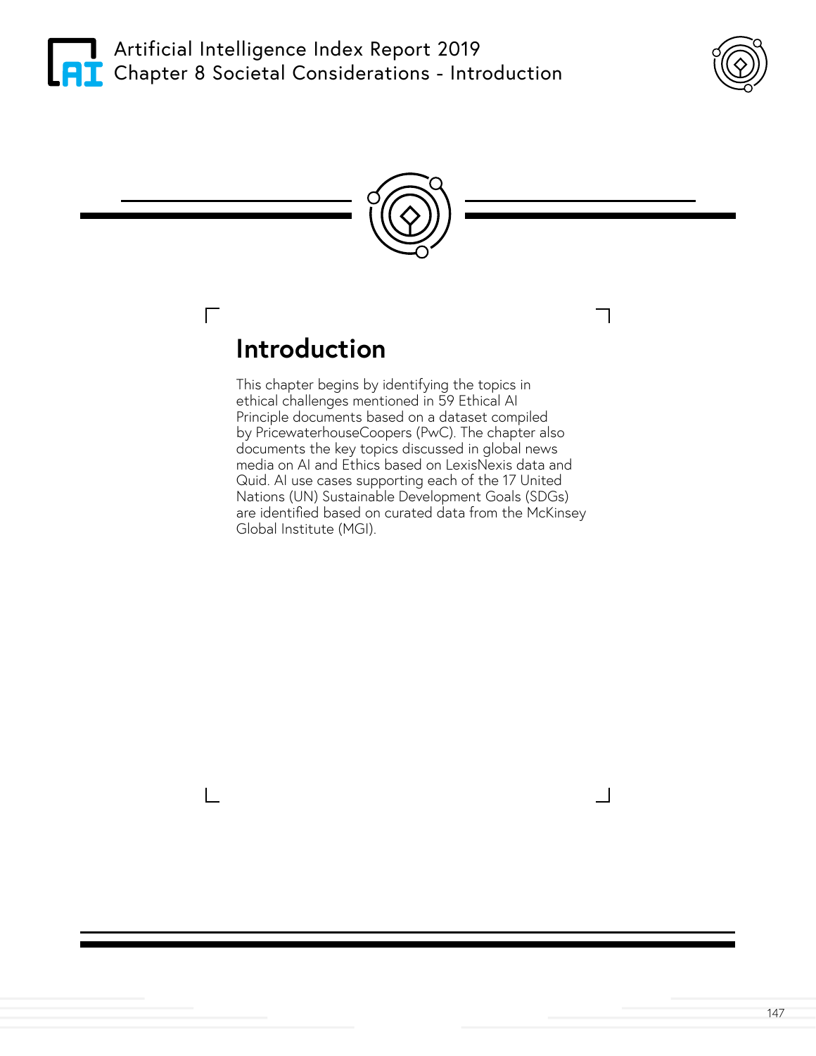## Introduction

This chapter begins by identifying the topics in ethical challenges mentioned in 59 Ethical AI Principle documents based on a dataset compiled by PricewaterhouseCoopers (PwC). The chapter also documents the key topics discussed in global news media on AI and Ethics based on LexisNexis data and Quid. AI use cases supporting each of the 17 United Nations (UN) Sustainable Development Goals (SDGs) are identified based on curated data from the McKinsey Global Institute (MGI).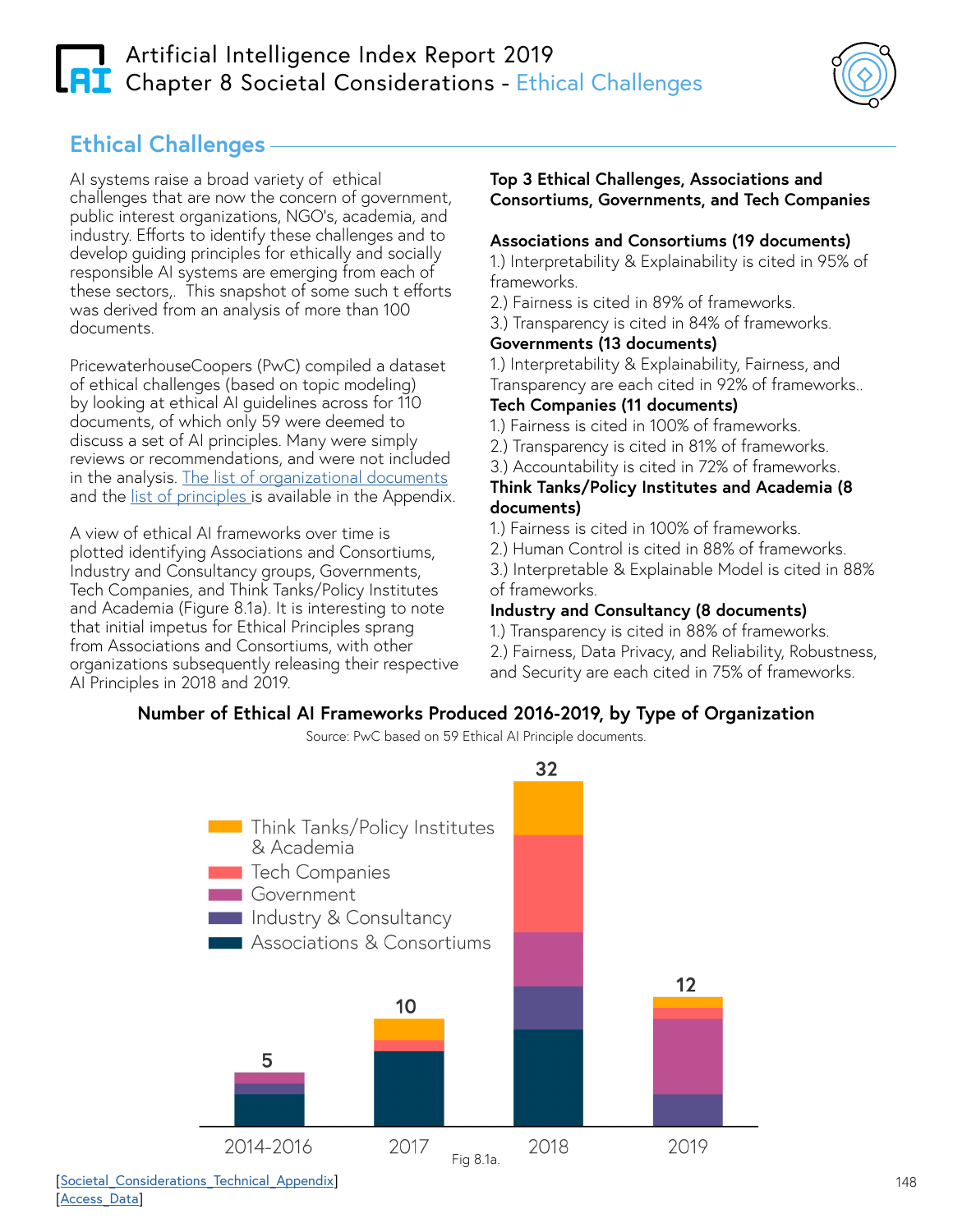## Ethical Challenges

AI systems raise a broad variety of ethical challenges that are now the concern of government, public interest organizations, NGO's, academia, and industry. Efforts to identify these challenges and to develop guiding principles for ethically and socially responsible AI systems are emerging from each of these sectors,. This snapshot of some such t efforts was derived from an analysis of more than 100 documents.

PricewaterhouseCoopers (PwC) compiled a dataset of ethical challenges (based on topic modeling) by looking at ethical AI guidelines across for 110 documents, of which only 59 were deemed to discuss a set of AI principles. Many were simply reviews or recommendations, and were not included in the analysis. [The list of organizational documents] and the [list of principles] is available in the Appendix.

A view of ethical AI frameworks over time is plotted identifying Associations and Consortiums, Industry and Consultancy groups, Governments, Tech Companies, and Think Tanks/Policy Institutes and Academia (Figure 8.1a). It is interesting to note that initial impetus for Ethical Principles sprang from Associations and Consortiums, with other organizations subsequently releasing their respective AI Principles in 2018 and 2019.

**Top 3 Ethical Challenges, Associations and Consortiums, Governments, and Tech Companies**

**Associations and Consortiums (19 documents)**
1.) Interpretability & Explainability is cited in 95% of frameworks.
2.) Fairness is cited in 89% of frameworks.
3.) Transparency is cited in 84% of frameworks.

**Governments (13 documents)**
1.) Interpretability & Explainability, Fairness, and Transparency are each cited in 92% of frameworks..

**Tech Companies (11 documents)**
1.) Fairness is cited in 100% of frameworks.
2.) Transparency is cited in 81% of frameworks.
3.) Accountability is cited in 72% of frameworks.

**Think Tanks/Policy Institutes and Academia (8 documents)**
1.) Fairness is cited in 100% of frameworks.
2.) Human Control is cited in 88% of frameworks.
3.) Interpretable & Explainable Model is cited in 88% of frameworks.

**Industry and Consultancy (8 documents)**
1.) Transparency is cited in 88% of frameworks.
2.) Fairness, Data Privacy, and Reliability, Robustness, and Security are each cited in 75% of frameworks.

**Number of Ethical AI Frameworks Produced 2016-2019, by Type of Organization**

Source: PwC based on 59 Ethical AI Principle documents.

Think Tanks/Policy Institutes & Academia
Tech Companies
Government
Industry & Consultancy
Associations & Consortiums

5
10
32
12

2014-2016
2017
2018
2019

Fig 8.1a.

[Societal_Considerations_Technical_Appendix]
[Access_Data]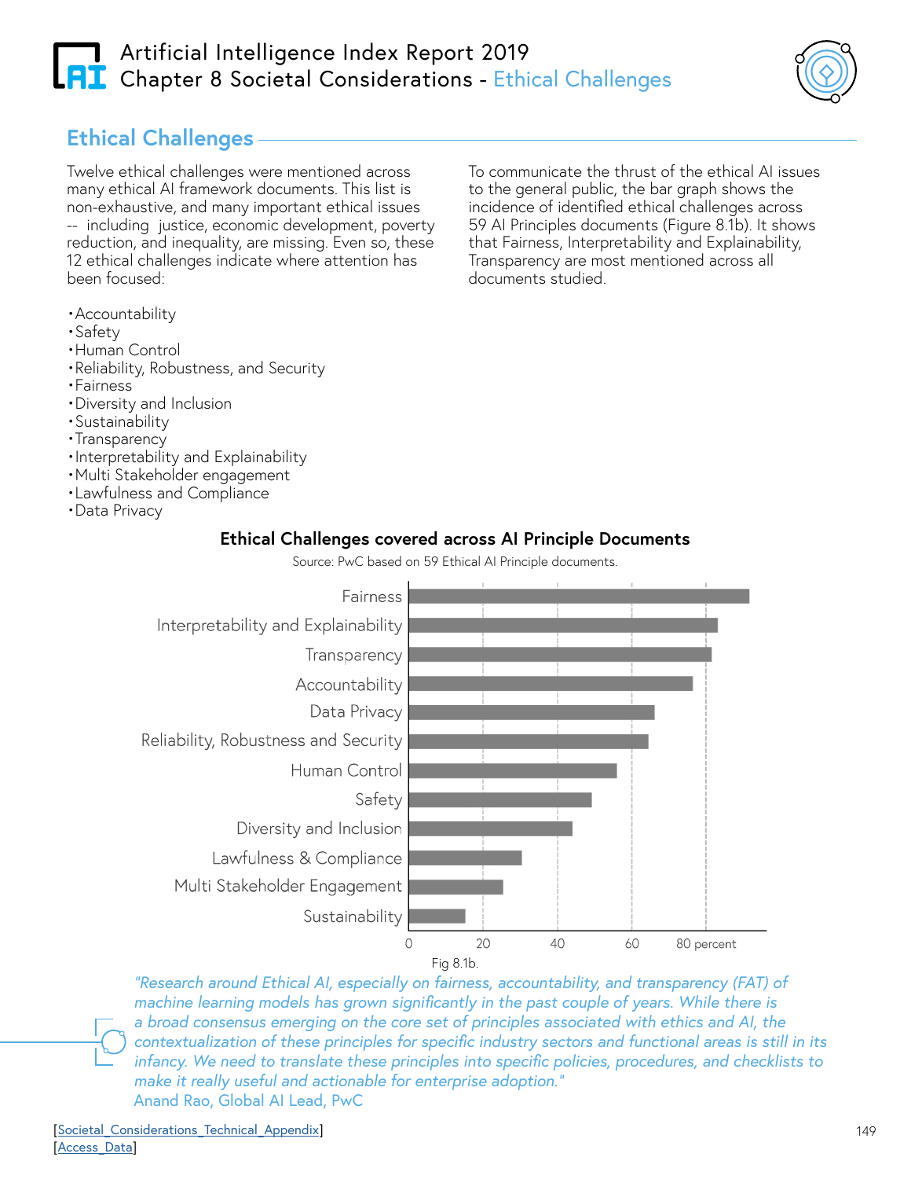## Ethical Challenges

Twelve ethical challenges were mentioned across many ethical AI framework documents. This list is non-exhaustive, and many important ethical issues -- including justice, economic development, poverty reduction, and inequality, are missing. Even so, these 12 ethical challenges indicate where attention has been focused:

- Accountability
- Safety
- Human Control
- Reliability, Robustness, and Security
- Fairness
- Diversity and Inclusion
- Sustainability
- Transparency
- Interpretability and Explainability
- Multi Stakeholder engagement
- Lawfulness and Compliance
- Data Privacy

To communicate the thrust of the ethical AI issues to the general public, the bar graph shows the incidence of identified ethical challenges across 59 AI Principles documents (Figure 8.1b). It shows that Fairness, Interpretability and Explainability, Transparency are most mentioned across all documents studied.

**Ethical Challenges covered across AI Principle Documents**

Source: PwC based on 59 Ethical AI Principle documents.

Fairness
Interpretability and Explainability
Transparency
Accountability
Data Privacy
Reliability, Robustness and Security
Human Control
Safety
Diversity and Inclusion
Lawfulness & Compliance
Multi Stakeholder Engagement
Sustainability

0
20
40
60
80 percent

Fig 8.1b.

*"Research around Ethical AI, especially on fairness, accountability, and transparency (FAT) of machine learning models has grown significantly in the past couple of years. While there is a broad consensus emerging on the core set of principles associated with ethics and AI, the contextualization of these principles for specific industry sectors and functional areas is still in its infancy. We need to translate these principles into specific policies, procedures, and checklists to make it really useful and actionable for enterprise adoption."*
Anand Rao, Global AI Lead, PwC

[Societal_Considerations_Technical_Appendix]
[Access_Data]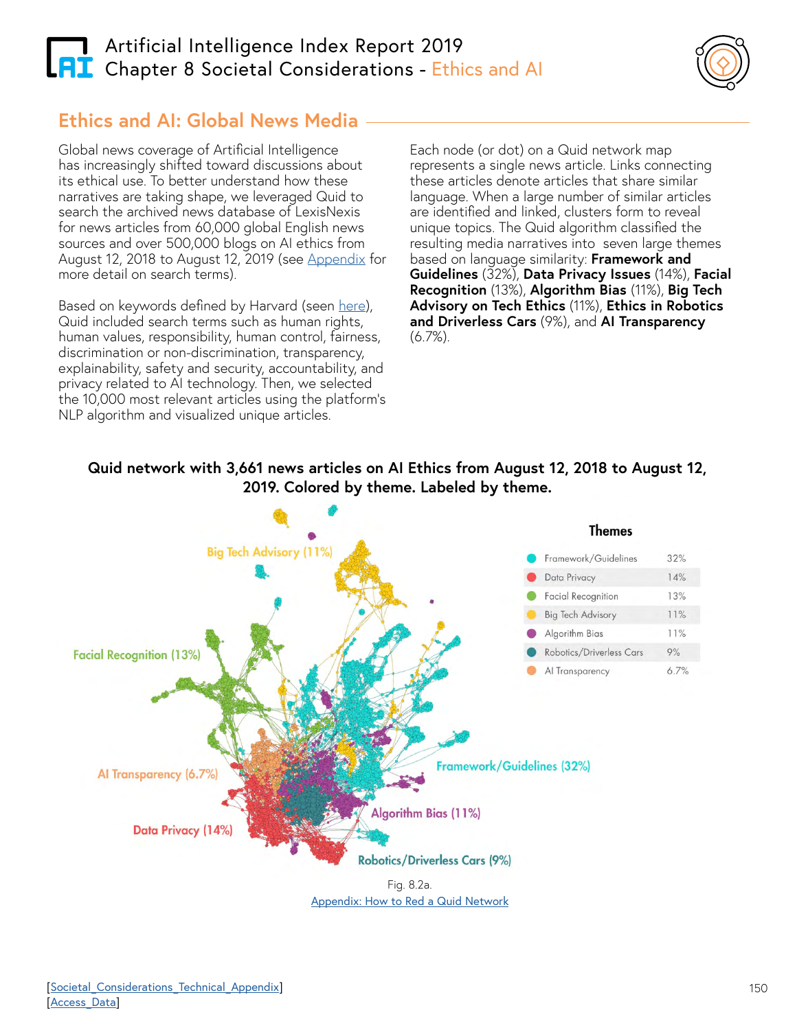## Ethics and AI: Global News Media

Global news coverage of Artificial Intelligence has increasingly shifted toward discussions about its ethical use. To better understand how these narratives are taking shape, we leveraged Quid to search the archived news database of LexisNexis for news articles from 60,000 global English news sources and over 500,000 blogs on AI ethics from August 12, 2018 to August 12, 2019 (see Appendix for more detail on search terms).

Based on keywords defined by Harvard (seen here), Quid included search terms such as human rights, human values, responsibility, human control, fairness, discrimination or non-discrimination, transparency, explainability, safety and security, accountability, and privacy related to AI technology. Then, we selected the 10,000 most relevant articles using the platform's NLP algorithm and visualized unique articles.

Each node (or dot) on a Quid network map represents a single news article. Links connecting these articles denote articles that share similar language. When a large number of similar articles are identified and linked, clusters form to reveal unique topics. The Quid algorithm classified the resulting media narratives into seven large themes based on language similarity: **Framework and Guidelines** (32%), **Data Privacy Issues** (14%), **Facial Recognition** (13%), **Algorithm Bias** (11%), **Big Tech Advisory on Tech Ethics** (11%), **Ethics in Robotics and Driverless Cars** (9%), and **AI Transparency** (6.7%).

**Quid network with 3,661 news articles on AI Ethics from August 12, 2018 to August 12, 2019. Colored by theme. Labeled by theme.**

Big Tech Advisory (11%)
Facial Recognition (13%)
AI Transparency (6.7%)
Data Privacy (14%)
Framework/Guidelines (32%)
Algorithm Bias (11%)
Robotics/Driverless Cars (9%)

Themes
Framework/Guidelines 32%
Data Privacy 14%
Facial Recognition 13%
Big Tech Advisory 11%
Algorithm Bias 11%
Robotics/Driverless Cars 9%
AI Transparency 6.7%

Fig. 8.2a.

Appendix: How to Red a Quid Network

[Societal_Considerations_Technical_Appendix]
[Access_Data]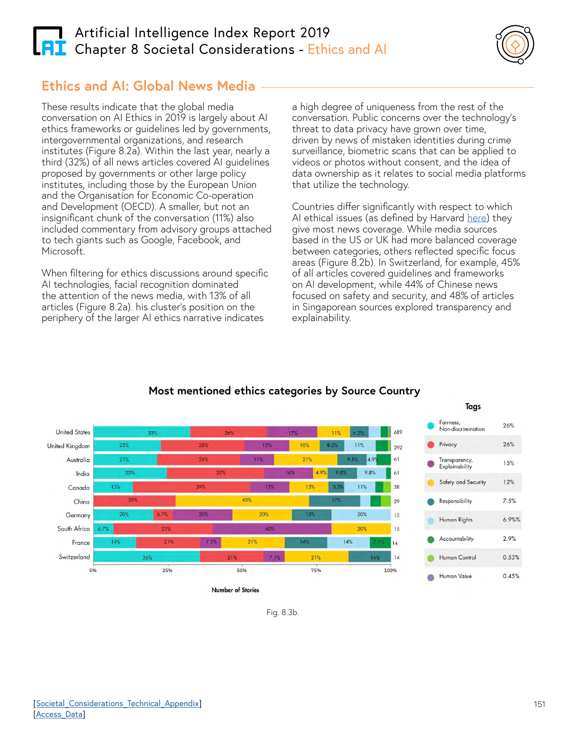## Ethics and AI: Global News Media

These results indicate that the global media conversation on AI Ethics in 2019 is largely about AI ethics frameworks or guidelines led by governments, intergovernmental organizations, and research institutes (Figure 8.2a). Within the last year, nearly a third (32%) of all news articles covered AI guidelines proposed by governments or other large policy institutes, including those by the European Union and the Organisation for Economic Co-operation and Development (OECD). A smaller, but not an insignificant chunk of the conversation (11%) also included commentary from advisory groups attached to tech giants such as Google, Facebook, and Microsoft.

When filtering for ethics discussions around specific AI technologies, facial recognition dominated the attention of the news media, with 13% of all articles (Figure 8.2a). his cluster's position on the periphery of the larger AI ethics narrative indicates a high degree of uniqueness from the rest of the conversation. Public concerns over the technology's threat to data privacy have grown over time, driven by news of mistaken identities during crime surveillance, biometric scans that can be applied to videos or photos without consent, and the idea of data ownership as it relates to social media platforms that utilize the technology.

Countries differ significantly with respect to which AI ethical issues (as defined by Harvard here) they give most news coverage. While media sources based in the US or UK had more balanced coverage between categories, others reflected specific focus areas (Figure 8.2b). In Switzerland, for example, 45% of all articles covered guidelines and frameworks on AI development, while 44% of Chinese news focused on safety and security, and 48% of articles in Singaporean sources explored transparency and explainability.

**Most mentioned ethics categories by Source Country**

United States: 33%, 26%, 17%, 11%, 6.2% — 689
United Kingdom: 23%, 28%, 15%, 10%, 8.2%, 11% — 292
Australia: 21%, 28%, 11%, 21%, 9.8%, 4.9% — 61
India: 25%, 33%, 16%, 4.9%, 9.8%, 9.8% — 61
Canada: 13%, 39%, 13%, 13%, 5.3%, 11% — 38
China: 28%, 45%, 17% — 29
Germany: 20%, 6.7%, 20%, 20%, 13%, 20% — 15
South Africa: 6.7%, 33%, 40%, 20% — 15
France: 14%, 21%, 7.1%, 21%, 14%, 14%, 7.1% — 14
Switzerland: 36%, 21%, 7.1%, 21%, 14% — 14

0%, 25%, 50%, 75%, 100%

Number of Stories

Tags
Fairness, Non-discrimination 26%
Privacy 26%
Transparency, Explainability 15%
Safety and Security 12%
Responsibility 7.5%
Human Rights 6.9%%
Accountability 2.9%
Human Control 0.53%
Human Value 0.45%

Fig. 8.3b.

[Societal_Considerations_Technical_Appendix]
[Access_Data]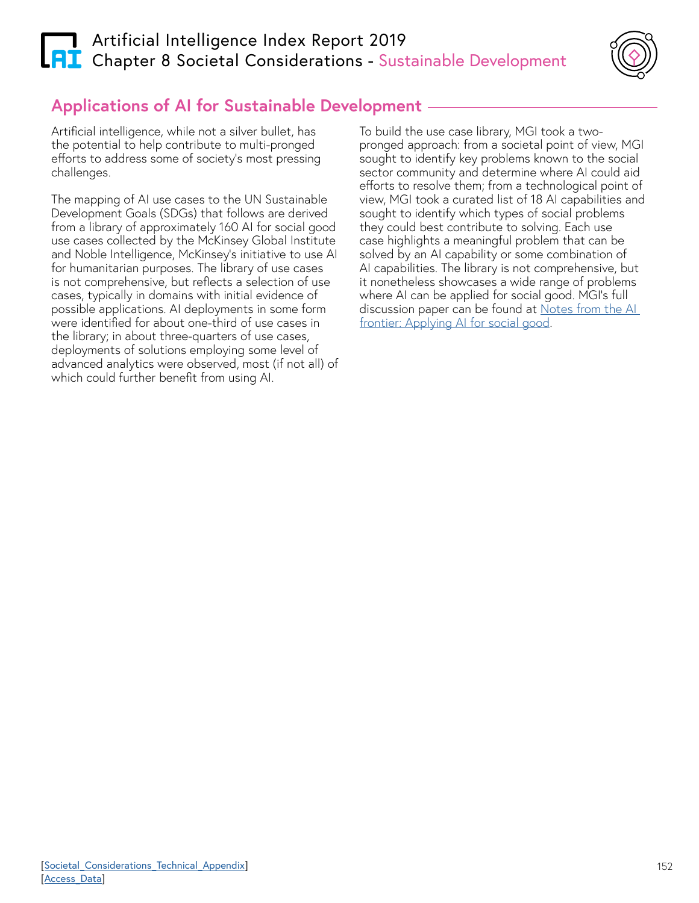## Applications of AI for Sustainable Development

Artificial intelligence, while not a silver bullet, has the potential to help contribute to multi-pronged efforts to address some of society's most pressing challenges.

The mapping of AI use cases to the UN Sustainable Development Goals (SDGs) that follows are derived from a library of approximately 160 AI for social good use cases collected by the McKinsey Global Institute and Noble Intelligence, McKinsey's initiative to use AI for humanitarian purposes. The library of use cases is not comprehensive, but reflects a selection of use cases, typically in domains with initial evidence of possible applications. AI deployments in some form were identified for about one-third of use cases in the library; in about three-quarters of use cases, deployments of solutions employing some level of advanced analytics were observed, most (if not all) of which could further benefit from using AI.

To build the use case library, MGI took a two-pronged approach: from a societal point of view, MGI sought to identify key problems known to the social sector community and determine where AI could aid efforts to resolve them; from a technological point of view, MGI took a curated list of 18 AI capabilities and sought to identify which types of social problems they could best contribute to solving. Each use case highlights a meaningful problem that can be solved by an AI capability or some combination of AI capabilities. The library is not comprehensive, but it nonetheless showcases a wide range of problems where AI can be applied for social good. MGI's full discussion paper can be found at [Notes from the AI frontier: Applying AI for social good](#).

[Societal_Considerations_Technical_Appendix]
[Access_Data]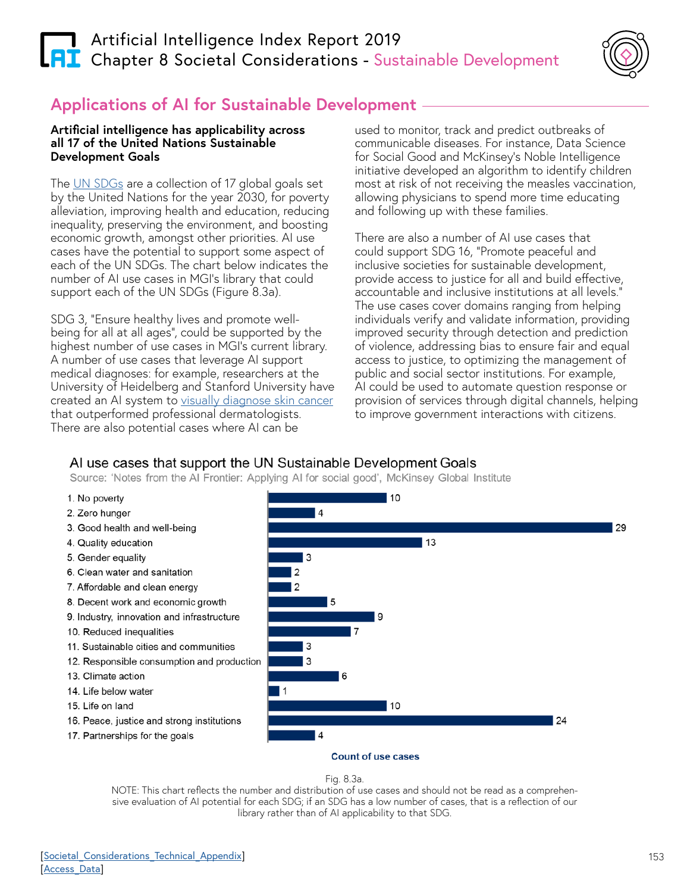## Applications of AI for Sustainable Development

**Artificial intelligence has applicability across all 17 of the United Nations Sustainable Development Goals**

The UN SDGs are a collection of 17 global goals set by the United Nations for the year 2030, for poverty alleviation, improving health and education, reducing inequality, preserving the environment, and boosting economic growth, amongst other priorities. AI use cases have the potential to support some aspect of each of the UN SDGs. The chart below indicates the number of AI use cases in MGI's library that could support each of the UN SDGs (Figure 8.3a).

SDG 3, "Ensure healthy lives and promote well-being for all at all ages", could be supported by the highest number of use cases in MGI's current library. A number of use cases that leverage AI support medical diagnoses: for example, researchers at the University of Heidelberg and Stanford University have created an AI system to visually diagnose skin cancer that outperformed professional dermatologists. There are also potential cases where AI can be used to monitor, track and predict outbreaks of communicable diseases. For instance, Data Science for Social Good and McKinsey's Noble Intelligence initiative developed an algorithm to identify children most at risk of not receiving the measles vaccination, allowing physicians to spend more time educating and following up with these families.

There are also a number of AI use cases that could support SDG 16, "Promote peaceful and inclusive societies for sustainable development, provide access to justice for all and build effective, accountable and inclusive institutions at all levels." The use cases cover domains ranging from helping individuals verify and validate information, providing improved security through detection and prediction of violence, addressing bias to ensure fair and equal access to justice, to optimizing the management of public and social sector institutions. For example, AI could be used to automate question response or provision of services through digital channels, helping to improve government interactions with citizens.

AI use cases that support the UN Sustainable Development Goals

Source: 'Notes from the AI Frontier: Applying AI for social good', McKinsey Global Institute

1. No poverty 10
2. Zero hunger 4
3. Good health and well-being 29
4. Quality education 13
5. Gender equality 3
6. Clean water and sanitation 2
7. Affordable and clean energy 2
8. Decent work and economic growth 5
9. Industry, innovation and infrastructure 9
10. Reduced inequalities 7
11. Sustainable cities and communities 3
12. Responsible consumption and production 3
13. Climate action 6
14. Life below water 1
15. Life on land 10
16. Peace, justice and strong institutions 24
17. Partnerships for the goals 4

Count of use cases

Fig. 8.3a.

NOTE: This chart reflects the number and distribution of use cases and should not be read as a comprehensive evaluation of AI potential for each SDG; if an SDG has a low number of cases, that is a reflection of our library rather than of AI applicability to that SDG.

[Societal_Considerations_Technical_Appendix]
[Access_Data]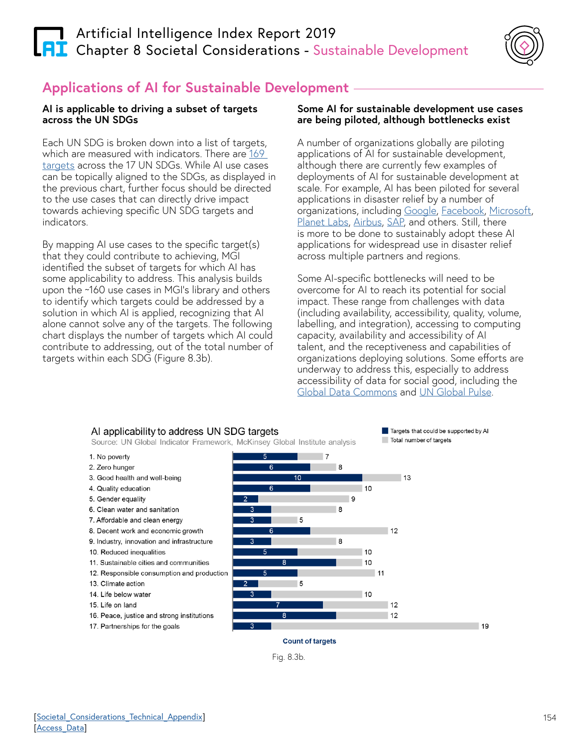## Applications of AI for Sustainable Development

### AI is applicable to driving a subset of targets across the UN SDGs

Each UN SDG is broken down into a list of targets, which are measured with indicators. There are [169 targets] across the 17 UN SDGs. While AI use cases can be topically aligned to the SDGs, as displayed in the previous chart, further focus should be directed to the use cases that can directly drive impact towards achieving specific UN SDG targets and indicators.

By mapping AI use cases to the specific target(s) that they could contribute to achieving, MGI identified the subset of targets for which AI has some applicability to address. This analysis builds upon the ~160 use cases in MGI's library and others to identify which targets could be addressed by a solution in which AI is applied, recognizing that AI alone cannot solve any of the targets. The following chart displays the number of targets which AI could contribute to addressing, out of the total number of targets within each SDG (Figure 8.3b).

### Some AI for sustainable development use cases are being piloted, although bottlenecks exist

A number of organizations globally are piloting applications of AI for sustainable development, although there are currently few examples of deployments of AI for sustainable development at scale. For example, AI has been piloted for several applications in disaster relief by a number of organizations, including Google, Facebook, Microsoft, Planet Labs, Airbus, SAP, and others. Still, there is more to be done to sustainably adopt these AI applications for widespread use in disaster relief across multiple partners and regions.

Some AI-specific bottlenecks will need to be overcome for AI to reach its potential for social impact. These range from challenges with data (including availability, accessibility, quality, volume, labelling, and integration), accessing to computing capacity, availability and accessibility of AI talent, and the receptiveness and capabilities of organizations deploying solutions. Some efforts are underway to address this, especially to address accessibility of data for social good, including the Global Data Commons and UN Global Pulse.

**AI applicability to address UN SDG targets**

Source: UN Global Indicator Framework, McKinsey Global Institute analysis

| SDG | Targets that could be supported by AI | Total number of targets |
|---|---|---|
| 1. No poverty | 5 | 7 |
| 2. Zero hunger | 6 | 8 |
| 3. Good health and well-being | 10 | 13 |
| 4. Quality education | 6 | 10 |
| 5. Gender equality | 2 | 9 |
| 6. Clean water and sanitation | 3 | 8 |
| 7. Affordable and clean energy | 3 | 5 |
| 8. Decent work and economic growth | 6 | 12 |
| 9. Industry, innovation and infrastructure | 3 | 8 |
| 10. Reduced inequalities | 5 | 10 |
| 11. Sustainable cities and communities | 8 | 10 |
| 12. Responsible consumption and production | 5 | 11 |
| 13. Climate action | 2 | 5 |
| 14. Life below water | 3 | 10 |
| 15. Life on land | 7 | 12 |
| 16. Peace, justice and strong institutions | 8 | 12 |
| 17. Partnerships for the goals | 3 | 19 |

Count of targets

Fig. 8.3b.

[Societal_Considerations_Technical_Appendix]
[Access_Data]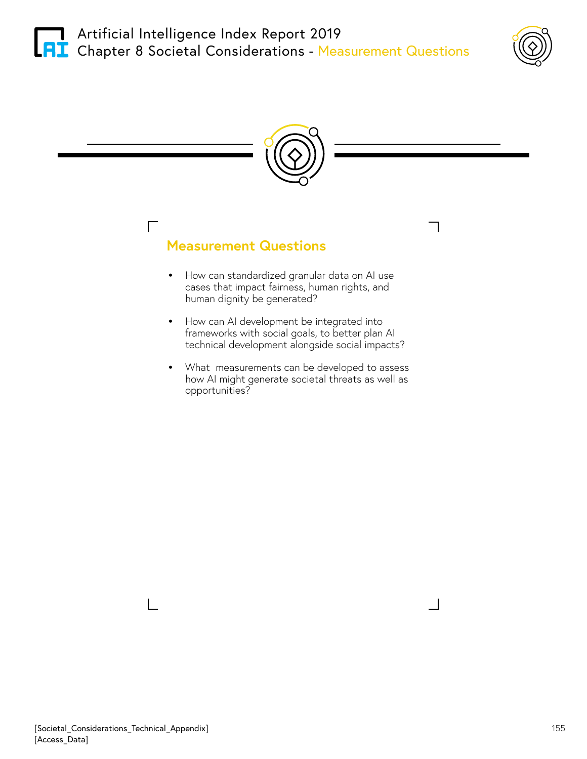## Measurement Questions

- How can standardized granular data on AI use cases that impact fairness, human rights, and human dignity be generated?
- How can AI development be integrated into frameworks with social goals, to better plan AI technical development alongside social impacts?
- What measurements can be developed to assess how AI might generate societal threats as well as opportunities?

[Societal_Considerations_Technical_Appendix]
[Access_Data]